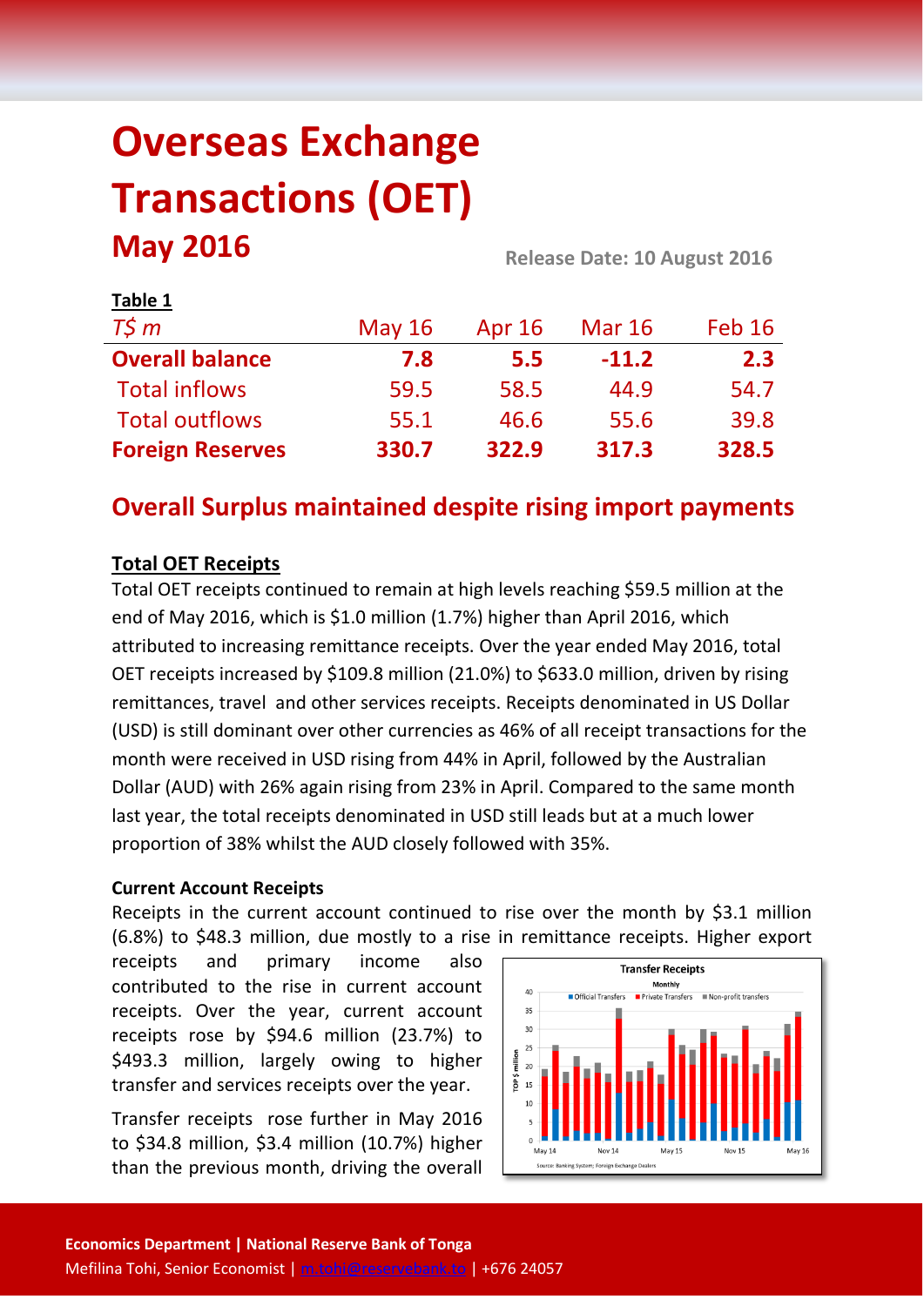# Overseas Exchange Transactions (OET)

## May 2016

Release Date: 10 August 2016

**Table 1**

| *T$ m* | May 16 | Apr 16 | Mar 16 | Feb 16 |
|---|---|---|---|---|
| **Overall balance** | **7.8** | **5.5** | **-11.2** | **2.3** |
| Total inflows | 59.5 | 58.5 | 44.9 | 54.7 |
| Total outflows | 55.1 | 46.6 | 55.6 | 39.8 |
| **Foreign Reserves** | **330.7** | **322.9** | **317.3** | **328.5** |

## Overall Surplus maintained despite rising import payments

### Total OET Receipts

Total OET receipts continued to remain at high levels reaching $59.5 million at the end of May 2016, which is $1.0 million (1.7%) higher than April 2016, which attributed to increasing remittance receipts. Over the year ended May 2016, total OET receipts increased by $109.8 million (21.0%) to $633.0 million, driven by rising remittances, travel and other services receipts. Receipts denominated in US Dollar (USD) is still dominant over other currencies as 46% of all receipt transactions for the month were received in USD rising from 44% in April, followed by the Australian Dollar (AUD) with 26% again rising from 23% in April. Compared to the same month last year, the total receipts denominated in USD still leads but at a much lower proportion of 38% whilst the AUD closely followed with 35%.

**Current Account Receipts**

Receipts in the current account continued to rise over the month by $3.1 million (6.8%) to $48.3 million, due mostly to a rise in remittance receipts. Higher export receipts and primary income also contributed to the rise in current account receipts. Over the year, current account receipts rose by $94.6 million (23.7%) to $493.3 million, largely owing to higher transfer and services receipts over the year.

Transfer receipts rose further in May 2016 to $34.8 million, $3.4 million (10.7%) higher than the previous month, driving the overall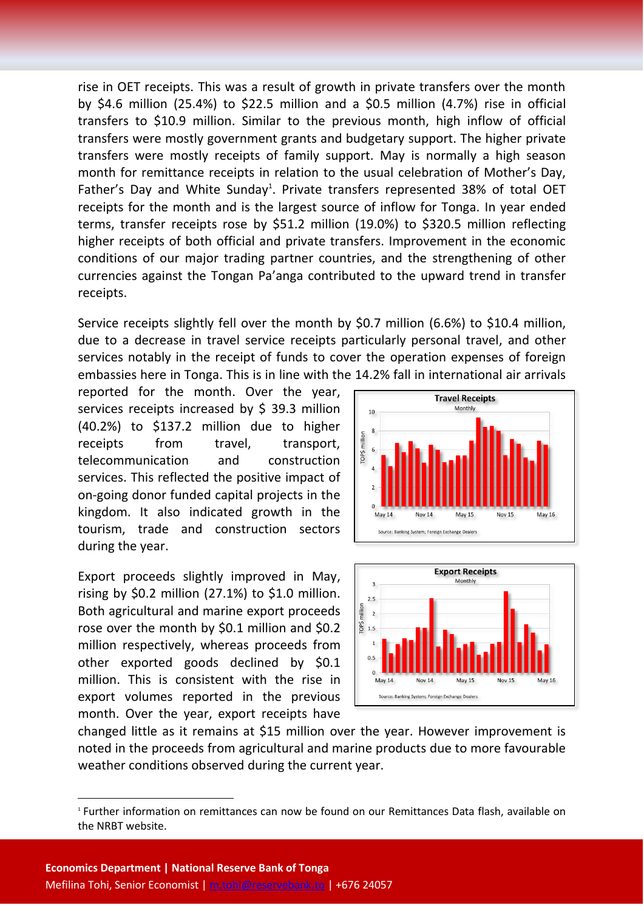rise in OET receipts. This was a result of growth in private transfers over the month by $4.6 million (25.4%) to $22.5 million and a $0.5 million (4.7%) rise in official transfers to $10.9 million. Similar to the previous month, high inflow of official transfers were mostly government grants and budgetary support. The higher private transfers were mostly receipts of family support. May is normally a high season month for remittance receipts in relation to the usual celebration of Mother's Day, Father's Day and White Sunday[1]. Private transfers represented 38% of total OET receipts for the month and is the largest source of inflow for Tonga. In year ended terms, transfer receipts rose by $51.2 million (19.0%) to $320.5 million reflecting higher receipts of both official and private transfers. Improvement in the economic conditions of our major trading partner countries, and the strengthening of other currencies against the Tongan Pa'anga contributed to the upward trend in transfer receipts.

Service receipts slightly fell over the month by $0.7 million (6.6%) to $10.4 million, due to a decrease in travel service receipts particularly personal travel, and other services notably in the receipt of funds to cover the operation expenses of foreign embassies here in Tonga. This is in line with the 14.2% fall in international air arrivals reported for the month. Over the year, services receipts increased by $ 39.3 million (40.2%) to $137.2 million due to higher receipts from travel, transport, telecommunication and construction services. This reflected the positive impact of on-going donor funded capital projects in the kingdom. It also indicated growth in the tourism, trade and construction sectors during the year.

Export proceeds slightly improved in May, rising by $0.2 million (27.1%) to $1.0 million. Both agricultural and marine export proceeds rose over the month by $0.1 million and $0.2 million respectively, whereas proceeds from other exported goods declined by $0.1 million. This is consistent with the rise in export volumes reported in the previous month. Over the year, export receipts have changed little as it remains at $15 million over the year. However improvement is noted in the proceeds from agricultural and marine products due to more favourable weather conditions observed during the current year.

[1] Further information on remittances can now be found on our Remittances Data flash, available on the NRBT website.

**Economics Department | National Reserve Bank of Tonga**
Mefilina Tohi, Senior Economist | m.tohi@reservebank.to | +676 24057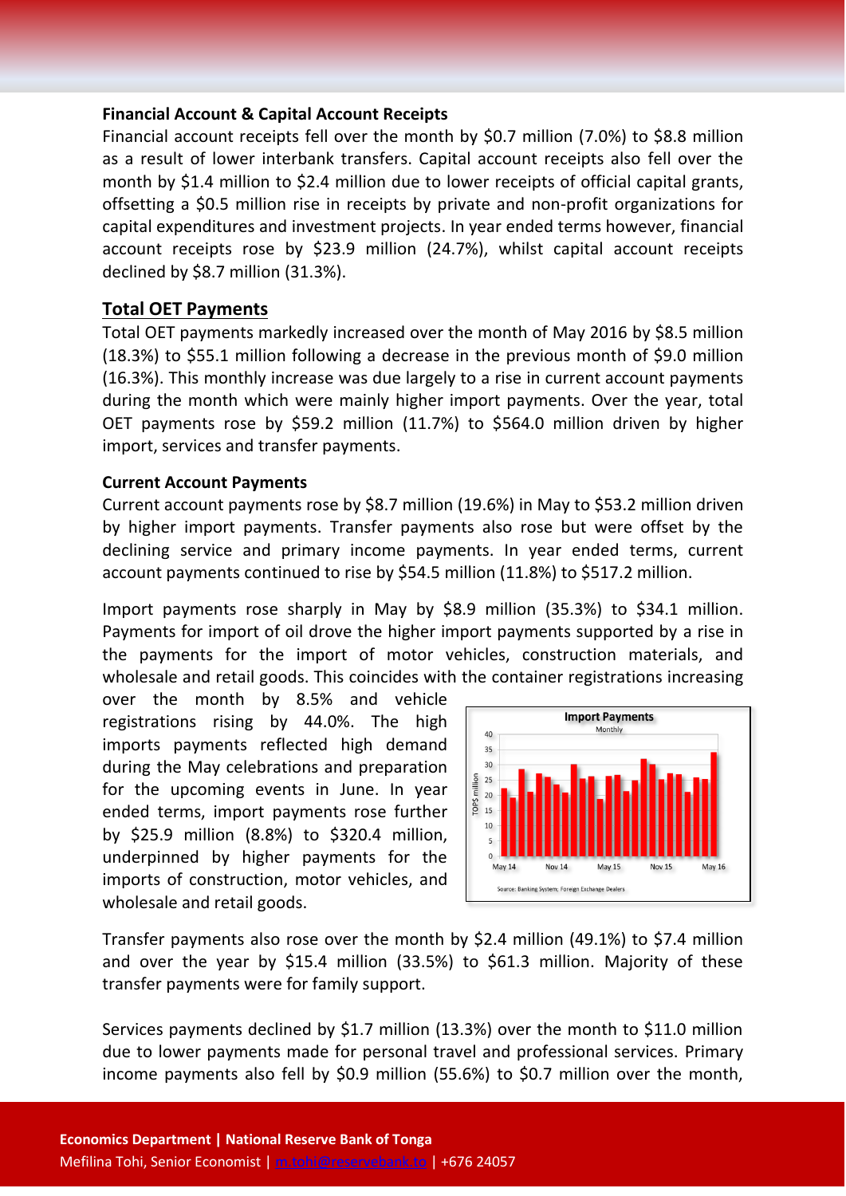### Financial Account & Capital Account Receipts

Financial account receipts fell over the month by $0.7 million (7.0%) to $8.8 million as a result of lower interbank transfers. Capital account receipts also fell over the month by $1.4 million to $2.4 million due to lower receipts of official capital grants, offsetting a $0.5 million rise in receipts by private and non-profit organizations for capital expenditures and investment projects. In year ended terms however, financial account receipts rose by $23.9 million (24.7%), whilst capital account receipts declined by $8.7 million (31.3%).

## Total OET Payments

Total OET payments markedly increased over the month of May 2016 by $8.5 million (18.3%) to $55.1 million following a decrease in the previous month of $9.0 million (16.3%). This monthly increase was due largely to a rise in current account payments during the month which were mainly higher import payments. Over the year, total OET payments rose by $59.2 million (11.7%) to $564.0 million driven by higher import, services and transfer payments.

### Current Account Payments

Current account payments rose by $8.7 million (19.6%) in May to $53.2 million driven by higher import payments. Transfer payments also rose but were offset by the declining service and primary income payments. In year ended terms, current account payments continued to rise by $54.5 million (11.8%) to $517.2 million.

Import payments rose sharply in May by $8.9 million (35.3%) to $34.1 million. Payments for import of oil drove the higher import payments supported by a rise in the payments for the import of motor vehicles, construction materials, and wholesale and retail goods. This coincides with the container registrations increasing over the month by 8.5% and vehicle registrations rising by 44.0%. The high imports payments reflected high demand during the May celebrations and preparation for the upcoming events in June. In year ended terms, import payments rose further by $25.9 million (8.8%) to $320.4 million, underpinned by higher payments for the imports of construction, motor vehicles, and wholesale and retail goods.

Import Payments
Monthly
TOP$ million
0
5
10
15
20
25
30
35
40
May 14
Nov 14
May 15
Nov 15
May 16
Source: Banking System; Foreign Exchange Dealers

Transfer payments also rose over the month by $2.4 million (49.1%) to $7.4 million and over the year by $15.4 million (33.5%) to $61.3 million. Majority of these transfer payments were for family support.

Services payments declined by $1.7 million (13.3%) over the month to $11.0 million due to lower payments made for personal travel and professional services. Primary income payments also fell by $0.9 million (55.6%) to $0.7 million over the month,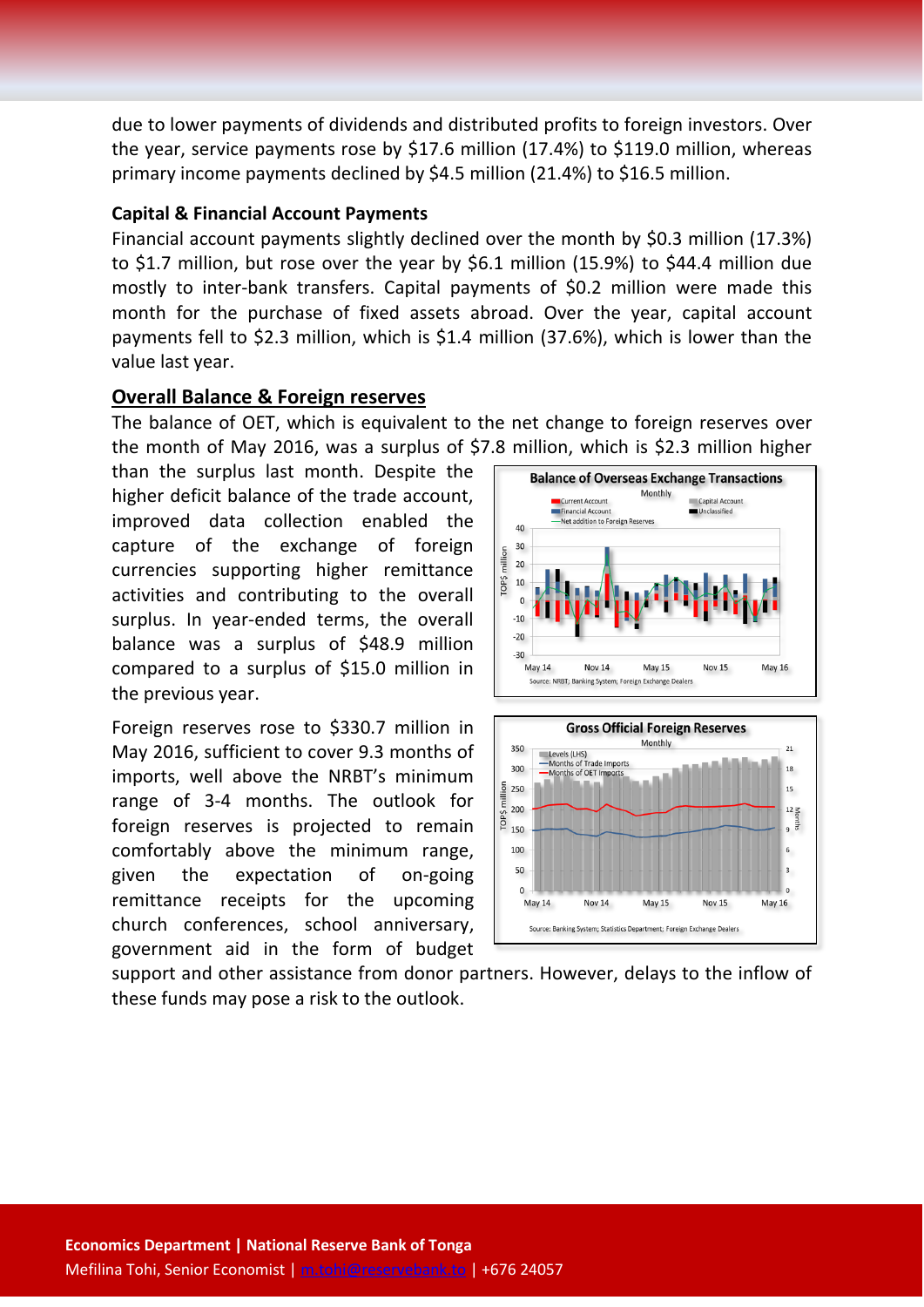due to lower payments of dividends and distributed profits to foreign investors. Over the year, service payments rose by $17.6 million (17.4%) to $119.0 million, whereas primary income payments declined by $4.5 million (21.4%) to $16.5 million.

**Capital & Financial Account Payments**

Financial account payments slightly declined over the month by $0.3 million (17.3%) to $1.7 million, but rose over the year by $6.1 million (15.9%) to $44.4 million due mostly to inter-bank transfers. Capital payments of $0.2 million were made this month for the purchase of fixed assets abroad. Over the year, capital account payments fell to $2.3 million, which is $1.4 million (37.6%), which is lower than the value last year.

## Overall Balance & Foreign reserves

The balance of OET, which is equivalent to the net change to foreign reserves over the month of May 2016, was a surplus of $7.8 million, which is $2.3 million higher than the surplus last month. Despite the higher deficit balance of the trade account, improved data collection enabled the capture of the exchange of foreign currencies supporting higher remittance activities and contributing to the overall surplus. In year-ended terms, the overall balance was a surplus of $48.9 million compared to a surplus of $15.0 million in the previous year.

Balance of Overseas Exchange Transactions
Monthly
Current Account
Capital Account
Financial Account
Unclassified
Net addition to Foreign Reserves
TOP$ million
40
30
20
10
0
-10
-20
-30
May 14
Nov 14
May 15
Nov 15
May 16
Source: NRBT; Banking System; Foreign Exchange Dealers

Foreign reserves rose to $330.7 million in May 2016, sufficient to cover 9.3 months of imports, well above the NRBT's minimum range of 3-4 months. The outlook for foreign reserves is projected to remain comfortably above the minimum range, given the expectation of on-going remittance receipts for the upcoming church conferences, school anniversary, government aid in the form of budget support and other assistance from donor partners. However, delays to the inflow of these funds may pose a risk to the outlook.

Gross Official Foreign Reserves
Monthly
Levels (LHS)
Months of Trade Imports
Months of OET Imports
TOP$ million
350
300
250
200
150
100
50
0
Months
21
18
15
12
9
6
3
0
May 14
Nov 14
May 15
Nov 15
May 16
Source: Banking System; Statistics Department; Foreign Exchange Dealers

**Economics Department | National Reserve Bank of Tonga**

Mefilina Tohi, Senior Economist | m.tohi@reservebank.to | +676 24057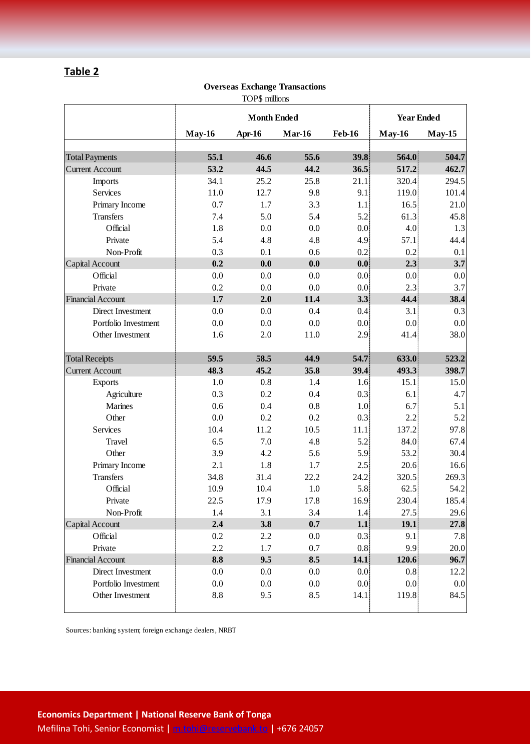## Table 2

**Overseas Exchange Transactions**

TOP$ millions

| | Month Ended | | | | Year Ended | |
|---|---|---|---|---|---|---|
| | **May-16** | **Apr-16** | **Mar-16** | **Feb-16** | **May-16** | **May-15** |
| Total Payments | **55.1** | **46.6** | **55.6** | **39.8** | **564.0** | **504.7** |
| Current Account | **53.2** | **44.5** | **44.2** | **36.5** | **517.2** | **462.7** |
| Imports | 34.1 | 25.2 | 25.8 | 21.1 | 320.4 | 294.5 |
| Services | 11.0 | 12.7 | 9.8 | 9.1 | 119.0 | 101.4 |
| Primary Income | 0.7 | 1.7 | 3.3 | 1.1 | 16.5 | 21.0 |
| Transfers | 7.4 | 5.0 | 5.4 | 5.2 | 61.3 | 45.8 |
| Official | 1.8 | 0.0 | 0.0 | 0.0 | 4.0 | 1.3 |
| Private | 5.4 | 4.8 | 4.8 | 4.9 | 57.1 | 44.4 |
| Non-Profit | 0.3 | 0.1 | 0.6 | 0.2 | 0.2 | 0.1 |
| Capital Account | **0.2** | **0.0** | **0.0** | **0.0** | **2.3** | **3.7** |
| Official | 0.0 | 0.0 | 0.0 | 0.0 | 0.0 | 0.0 |
| Private | 0.2 | 0.0 | 0.0 | 0.0 | 2.3 | 3.7 |
| Financial Account | **1.7** | **2.0** | **11.4** | **3.3** | **44.4** | **38.4** |
| Direct Investment | 0.0 | 0.0 | 0.4 | 0.4 | 3.1 | 0.3 |
| Portfolio Investment | 0.0 | 0.0 | 0.0 | 0.0 | 0.0 | 0.0 |
| Other Investment | 1.6 | 2.0 | 11.0 | 2.9 | 41.4 | 38.0 |
| Total Receipts | **59.5** | **58.5** | **44.9** | **54.7** | **633.0** | **523.2** |
| Current Account | **48.3** | **45.2** | **35.8** | **39.4** | **493.3** | **398.7** |
| Exports | 1.0 | 0.8 | 1.4 | 1.6 | 15.1 | 15.0 |
| Agriculture | 0.3 | 0.2 | 0.4 | 0.3 | 6.1 | 4.7 |
| Marines | 0.6 | 0.4 | 0.8 | 1.0 | 6.7 | 5.1 |
| Other | 0.0 | 0.2 | 0.2 | 0.3 | 2.2 | 5.2 |
| Services | 10.4 | 11.2 | 10.5 | 11.1 | 137.2 | 97.8 |
| Travel | 6.5 | 7.0 | 4.8 | 5.2 | 84.0 | 67.4 |
| Other | 3.9 | 4.2 | 5.6 | 5.9 | 53.2 | 30.4 |
| Primary Income | 2.1 | 1.8 | 1.7 | 2.5 | 20.6 | 16.6 |
| Transfers | 34.8 | 31.4 | 22.2 | 24.2 | 320.5 | 269.3 |
| Official | 10.9 | 10.4 | 1.0 | 5.8 | 62.5 | 54.2 |
| Private | 22.5 | 17.9 | 17.8 | 16.9 | 230.4 | 185.4 |
| Non-Profit | 1.4 | 3.1 | 3.4 | 1.4 | 27.5 | 29.6 |
| Capital Account | **2.4** | **3.8** | **0.7** | **1.1** | **19.1** | **27.8** |
| Official | 0.2 | 2.2 | 0.0 | 0.3 | 9.1 | 7.8 |
| Private | 2.2 | 1.7 | 0.7 | 0.8 | 9.9 | 20.0 |
| Financial Account | **8.8** | **9.5** | **8.5** | **14.1** | **120.6** | **96.7** |
| Direct Investment | 0.0 | 0.0 | 0.0 | 0.0 | 0.8 | 12.2 |
| Portfolio Investment | 0.0 | 0.0 | 0.0 | 0.0 | 0.0 | 0.0 |
| Other Investment | 8.8 | 9.5 | 8.5 | 14.1 | 119.8 | 84.5 |

Sources: banking system; foreign exchange dealers, NRBT

**Economics Department | National Reserve Bank of Tonga**

Mefilina Tohi, Senior Economist | m.tohi@reservebank.to | +676 24057